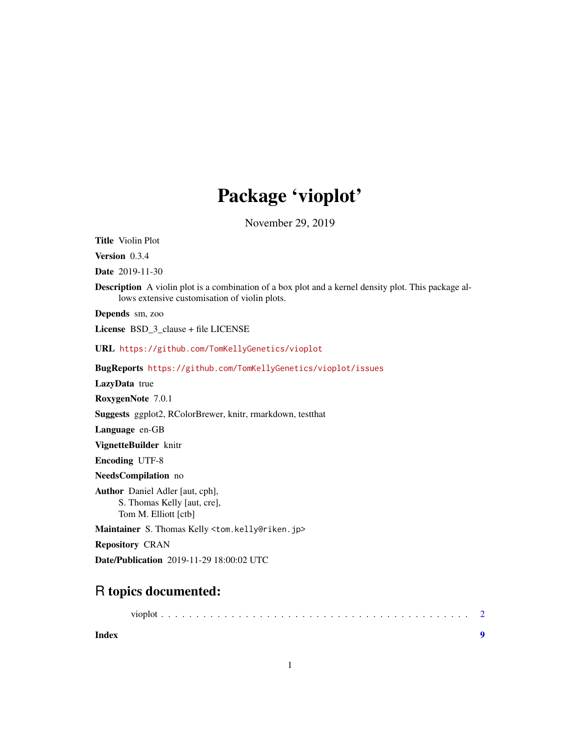# Package 'vioplot'

November 29, 2019

**Title** Violin Plot

**Version** 0.3.4

**Date** 2019-11-30

**Description** A violin plot is a combination of a box plot and a kernel density plot. This package allows extensive customisation of violin plots.

**Depends** sm, zoo

**License** BSD_3_clause + file LICENSE

**URL** https://github.com/TomKellyGenetics/vioplot

**BugReports** https://github.com/TomKellyGenetics/vioplot/issues

**LazyData** true

**RoxygenNote** 7.0.1

**Suggests** ggplot2, RColorBrewer, knitr, rmarkdown, testthat

**Language** en-GB

**VignetteBuilder** knitr

**Encoding** UTF-8

**NeedsCompilation** no

**Author** Daniel Adler [aut, cph],
S. Thomas Kelly [aut, cre],
Tom M. Elliott [ctb]

**Maintainer** S. Thomas Kelly <tom.kelly@riken.jp>

**Repository** CRAN

**Date/Publication** 2019-11-29 18:00:02 UTC

## R topics documented:

vioplot . . . . . . . . . . . . . . . . . . . . . . . . . . . . . . . . . . . . . . . . . . . . 2

**Index** **9**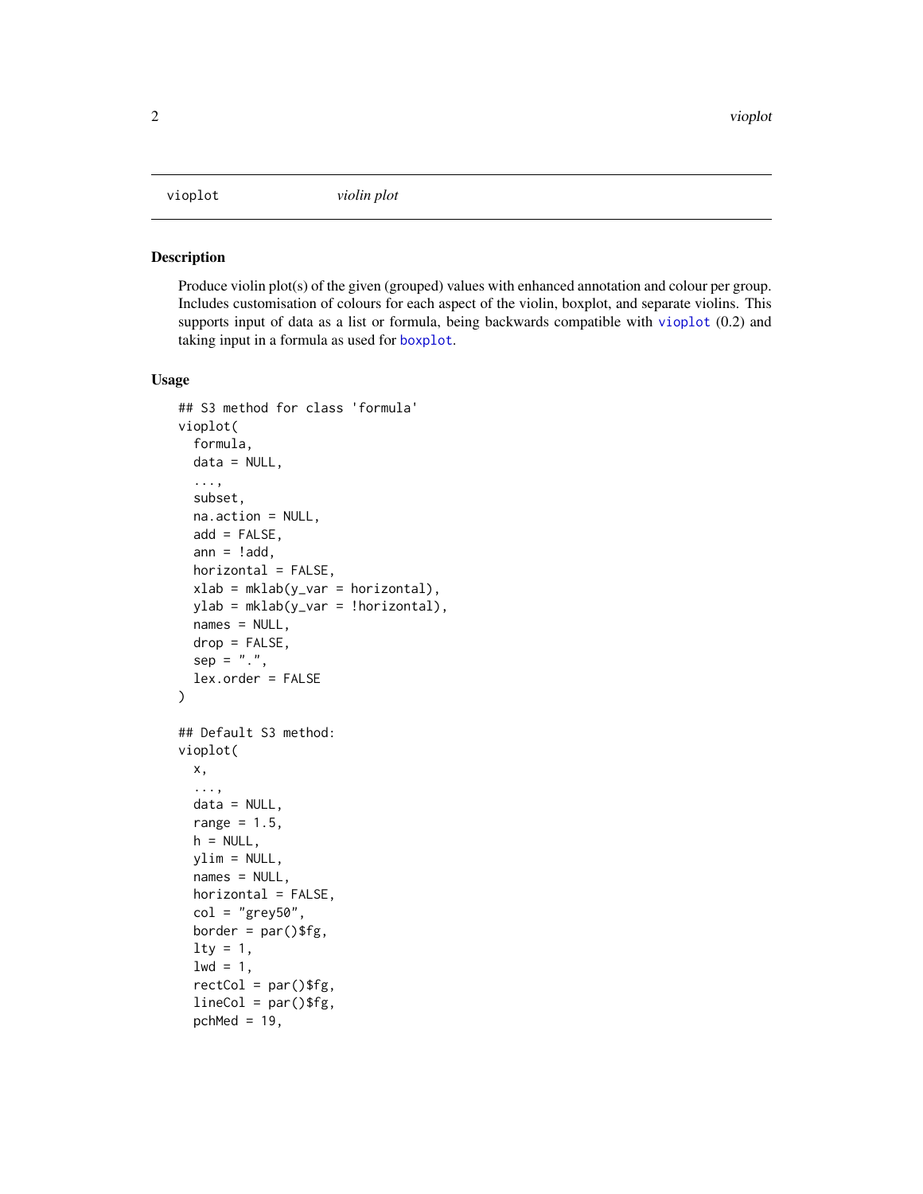vioplot *violin plot*

## Description

Produce violin plot(s) of the given (grouped) values with enhanced annotation and colour per group. Includes customisation of colours for each aspect of the violin, boxplot, and separate violins. This supports input of data as a list or formula, being backwards compatible with vioplot (0.2) and taking input in a formula as used for boxplot.

## Usage

```
## S3 method for class 'formula'
vioplot(
  formula,
  data = NULL,
  ...,
  subset,
  na.action = NULL,
  add = FALSE,
  ann = !add,
  horizontal = FALSE,
  xlab = mklab(y_var = horizontal),
  ylab = mklab(y_var = !horizontal),
  names = NULL,
  drop = FALSE,
  sep = ".",
  lex.order = FALSE
)

## Default S3 method:
vioplot(
  x,
  ...,
  data = NULL,
  range = 1.5,
  h = NULL,
  ylim = NULL,
  names = NULL,
  horizontal = FALSE,
  col = "grey50",
  border = par()$fg,
  lty = 1,
  lwd = 1,
  rectCol = par()$fg,
  lineCol = par()$fg,
  pchMed = 19,
```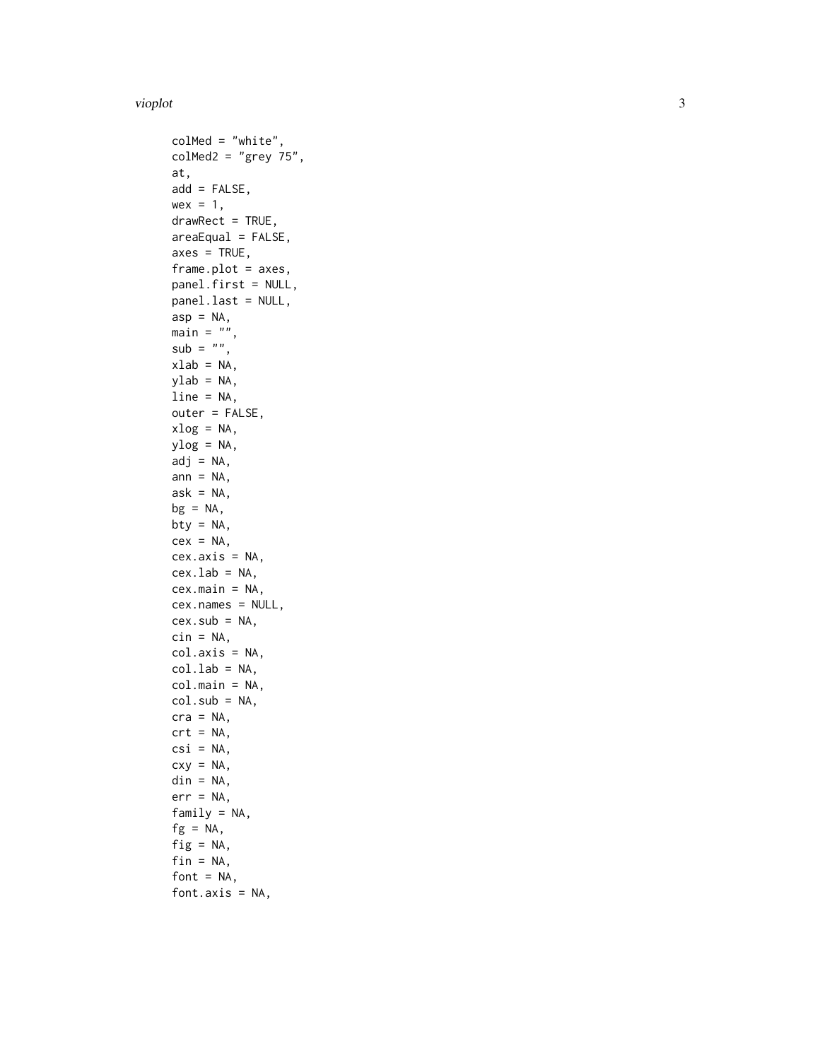```
  colMed = "white",
  colMed2 = "grey 75",
  at,
  add = FALSE,
  wex = 1,
  drawRect = TRUE,
  areaEqual = FALSE,
  axes = TRUE,
  frame.plot = axes,
  panel.first = NULL,
  panel.last = NULL,
  asp = NA,
  main = "",
  sub = "",
  xlab = NA,
  ylab = NA,
  line = NA,
  outer = FALSE,
  xlog = NA,
  ylog = NA,
  adj = NA,
  ann = NA,
  ask = NA,
  bg = NA,
  bty = NA,
  cex = NA,
  cex.axis = NA,
  cex.lab = NA,
  cex.main = NA,
  cex.names = NULL,
  cex.sub = NA,
  cin = NA,
  col.axis = NA,
  col.lab = NA,
  col.main = NA,
  col.sub = NA,
  cra = NA,
  crt = NA,
  csi = NA,
  cxy = NA,
  din = NA,
  err = NA,
  family = NA,
  fg = NA,
  fig = NA,
  fin = NA,
  font = NA,
  font.axis = NA,
```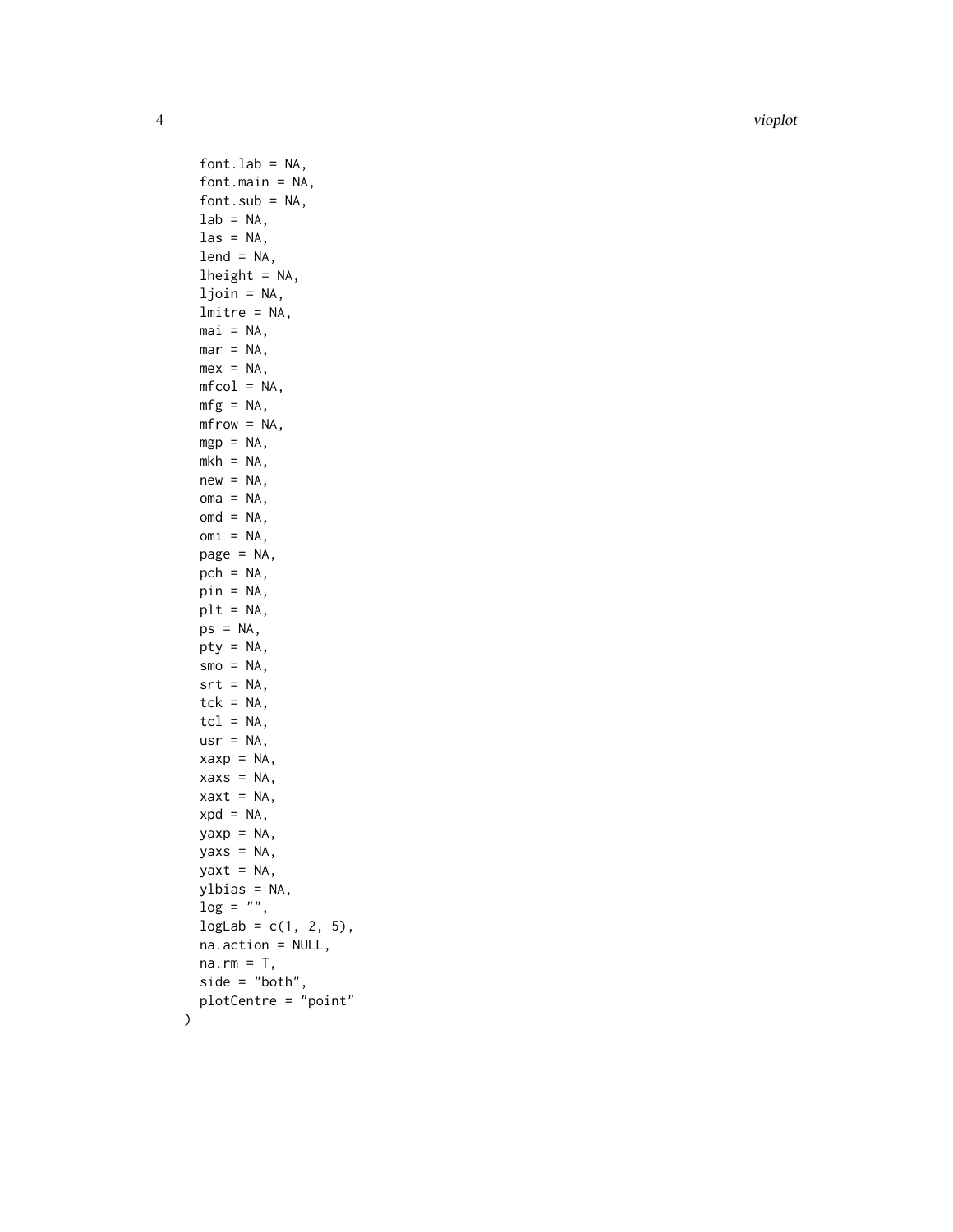```
  font.lab = NA,
  font.main = NA,
  font.sub = NA,
  lab = NA,
  las = NA,
  lend = NA,
  lheight = NA,
  ljoin = NA,
  lmitre = NA,
  mai = NA,
  mar = NA,
  mex = NA,
  mfcol = NA,
  mfg = NA,
  mfrow = NA,
  mgp = NA,
  mkh = NA,
  new = NA,
  oma = NA,
  omd = NA,
  omi = NA,
  page = NA,
  pch = NA,
  pin = NA,
  plt = NA,
  ps = NA,
  pty = NA,
  smo = NA,
  srt = NA,
  tck = NA,
  tcl = NA,
  usr = NA,
  xaxp = NA,
  xaxs = NA,
  xaxt = NA,
  xpd = NA,
  yaxp = NA,
  yaxs = NA,
  yaxt = NA,
  ylbias = NA,
  log = "",
  logLab = c(1, 2, 5),
  na.action = NULL,
  na.rm = T,
  side = "both",
  plotCentre = "point"
)
```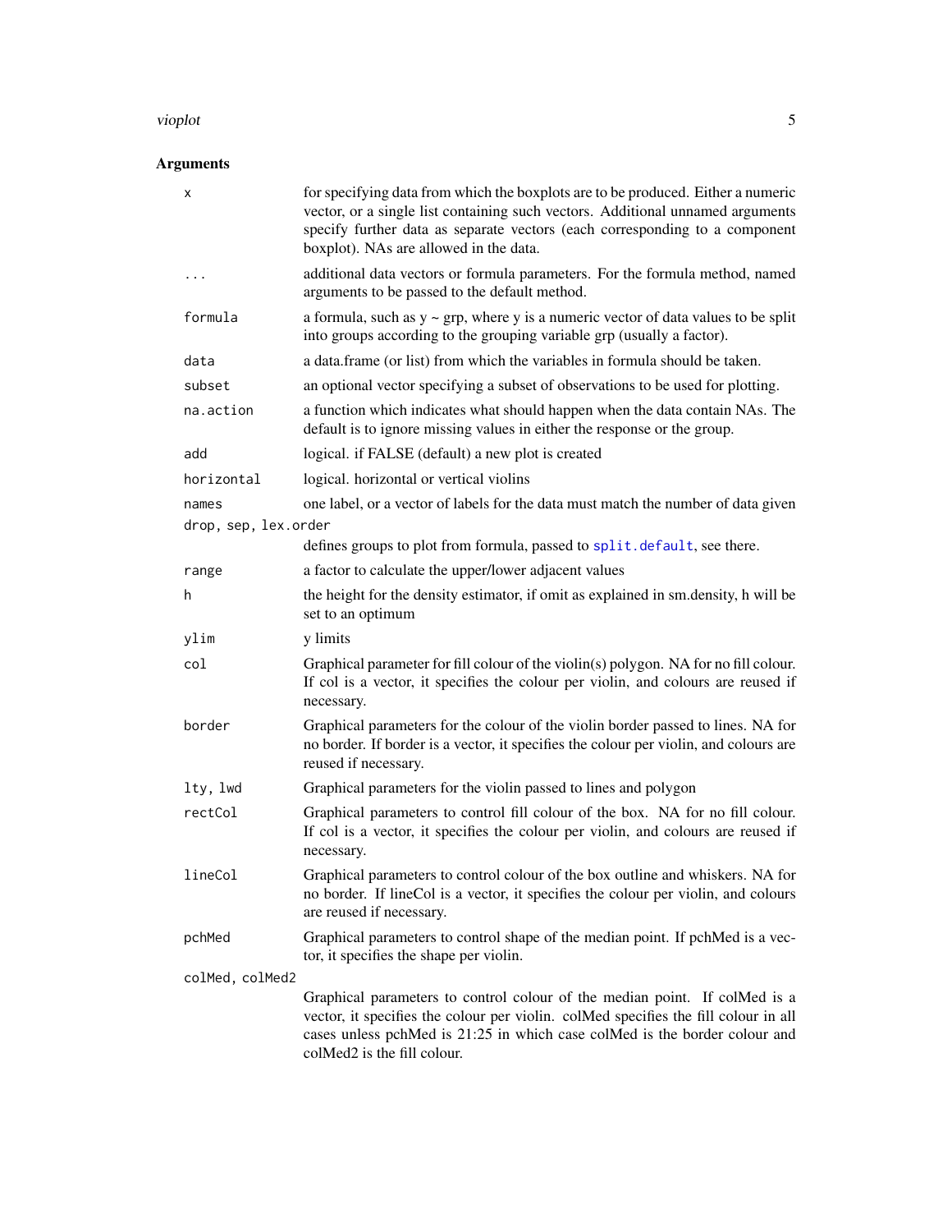## Arguments

| | |
|---|---|
| `x` | for specifying data from which the boxplots are to be produced. Either a numeric vector, or a single list containing such vectors. Additional unnamed arguments specify further data as separate vectors (each corresponding to a component boxplot). NAs are allowed in the data. |
| `...` | additional data vectors or formula parameters. For the formula method, named arguments to be passed to the default method. |
| `formula` | a formula, such as y ~ grp, where y is a numeric vector of data values to be split into groups according to the grouping variable grp (usually a factor). |
| `data` | a data.frame (or list) from which the variables in formula should be taken. |
| `subset` | an optional vector specifying a subset of observations to be used for plotting. |
| `na.action` | a function which indicates what should happen when the data contain NAs. The default is to ignore missing values in either the response or the group. |
| `add` | logical. if FALSE (default) a new plot is created |
| `horizontal` | logical. horizontal or vertical violins |
| `names` | one label, or a vector of labels for the data must match the number of data given |
| `drop, sep, lex.order` | defines groups to plot from formula, passed to `split.default`, see there. |
| `range` | a factor to calculate the upper/lower adjacent values |
| `h` | the height for the density estimator, if omit as explained in sm.density, h will be set to an optimum |
| `ylim` | y limits |
| `col` | Graphical parameter for fill colour of the violin(s) polygon. NA for no fill colour. If col is a vector, it specifies the colour per violin, and colours are reused if necessary. |
| `border` | Graphical parameters for the colour of the violin border passed to lines. NA for no border. If border is a vector, it specifies the colour per violin, and colours are reused if necessary. |
| `lty, lwd` | Graphical parameters for the violin passed to lines and polygon |
| `rectCol` | Graphical parameters to control fill colour of the box. NA for no fill colour. If col is a vector, it specifies the colour per violin, and colours are reused if necessary. |
| `lineCol` | Graphical parameters to control colour of the box outline and whiskers. NA for no border. If lineCol is a vector, it specifies the colour per violin, and colours are reused if necessary. |
| `pchMed` | Graphical parameters to control shape of the median point. If pchMed is a vector, it specifies the shape per violin. |
| `colMed, colMed2` | Graphical parameters to control colour of the median point. If colMed is a vector, it specifies the colour per violin. colMed specifies the fill colour in all cases unless pchMed is 21:25 in which case colMed is the border colour and colMed2 is the fill colour. |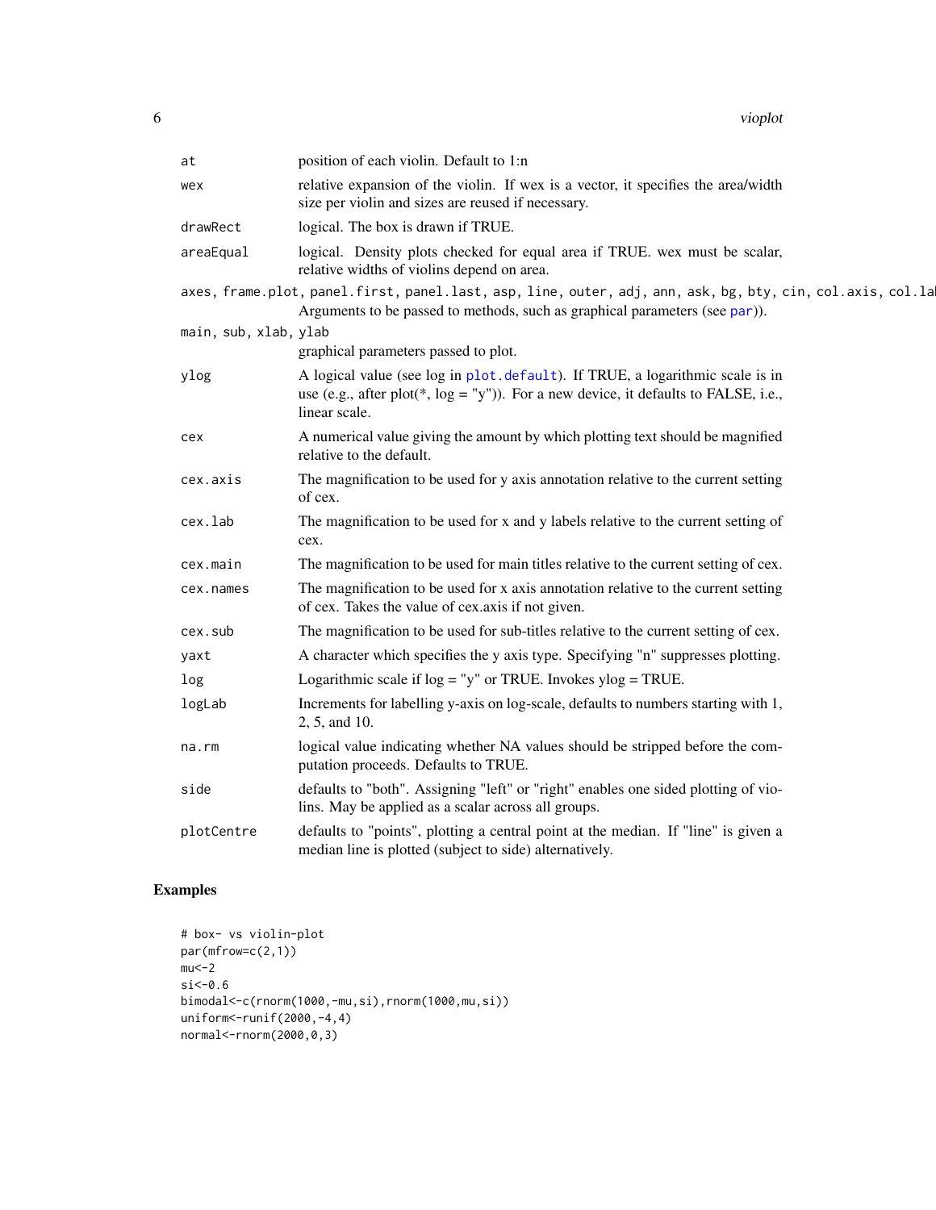| | |
|---|---|
| at | position of each violin. Default to 1:n |
| wex | relative expansion of the violin. If wex is a vector, it specifies the area/width size per violin and sizes are reused if necessary. |
| drawRect | logical. The box is drawn if TRUE. |
| areaEqual | logical. Density plots checked for equal area if TRUE. wex must be scalar, relative widths of violins depend on area. |
| axes, frame.plot, panel.first, panel.last, asp, line, outer, adj, ann, ask, bg, bty, cin, col.axis, col.lab | Arguments to be passed to methods, such as graphical parameters (see par)). |
| main, sub, xlab, ylab | graphical parameters passed to plot. |
| ylog | A logical value (see log in plot.default). If TRUE, a logarithmic scale is in use (e.g., after plot(*, log = "y")). For a new device, it defaults to FALSE, i.e., linear scale. |
| cex | A numerical value giving the amount by which plotting text should be magnified relative to the default. |
| cex.axis | The magnification to be used for y axis annotation relative to the current setting of cex. |
| cex.lab | The magnification to be used for x and y labels relative to the current setting of cex. |
| cex.main | The magnification to be used for main titles relative to the current setting of cex. |
| cex.names | The magnification to be used for x axis annotation relative to the current setting of cex. Takes the value of cex.axis if not given. |
| cex.sub | The magnification to be used for sub-titles relative to the current setting of cex. |
| yaxt | A character which specifies the y axis type. Specifying "n" suppresses plotting. |
| log | Logarithmic scale if log = "y" or TRUE. Invokes ylog = TRUE. |
| logLab | Increments for labelling y-axis on log-scale, defaults to numbers starting with 1, 2, 5, and 10. |
| na.rm | logical value indicating whether NA values should be stripped before the computation proceeds. Defaults to TRUE. |
| side | defaults to "both". Assigning "left" or "right" enables one sided plotting of violins. May be applied as a scalar across all groups. |
| plotCentre | defaults to "points", plotting a central point at the median. If "line" is given a median line is plotted (subject to side) alternatively. |

## Examples

```
# box- vs violin-plot
par(mfrow=c(2,1))
mu<-2
si<-0.6
bimodal<-c(rnorm(1000,-mu,si),rnorm(1000,mu,si))
uniform<-runif(2000,-4,4)
normal<-rnorm(2000,0,3)
```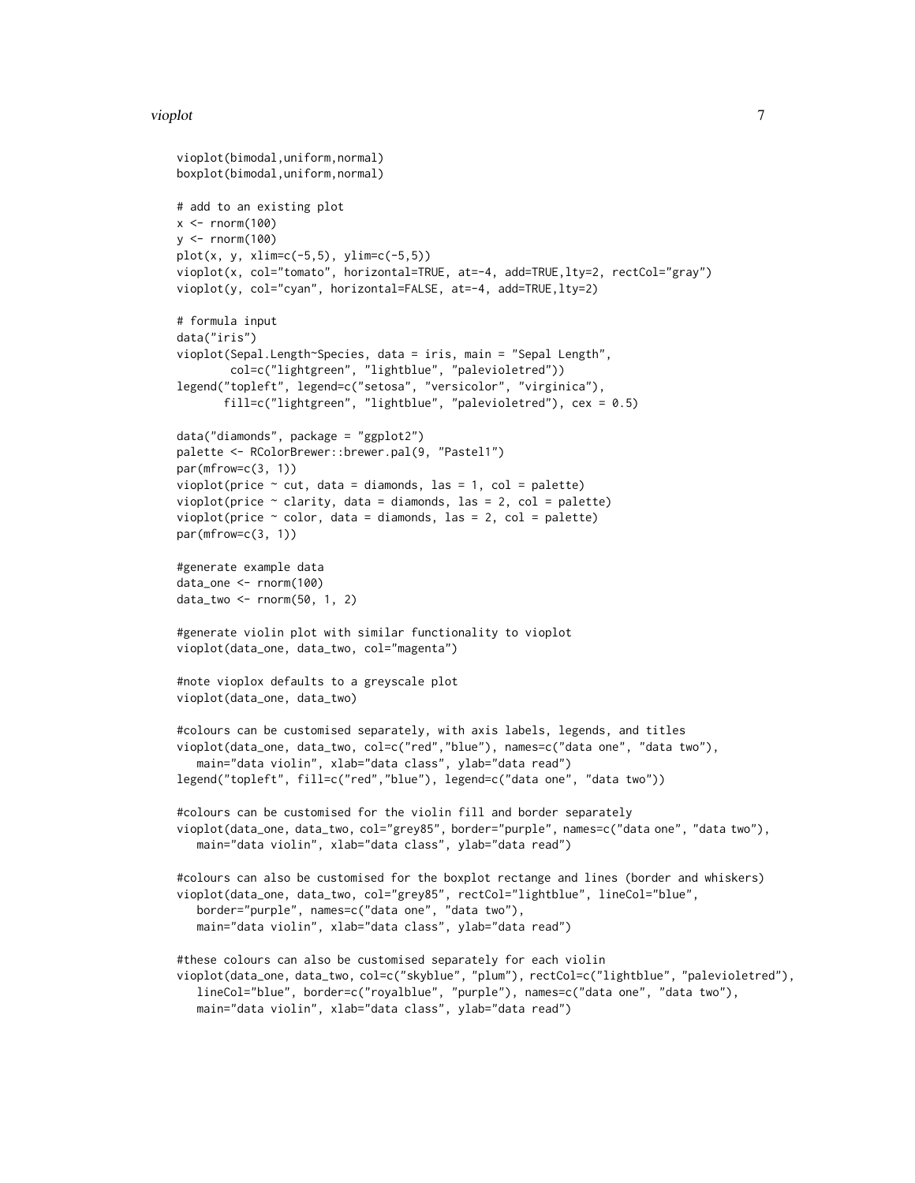```
vioplot(bimodal,uniform,normal)
boxplot(bimodal,uniform,normal)

# add to an existing plot
x <- rnorm(100)
y <- rnorm(100)
plot(x, y, xlim=c(-5,5), ylim=c(-5,5))
vioplot(x, col="tomato", horizontal=TRUE, at=-4, add=TRUE,lty=2, rectCol="gray")
vioplot(y, col="cyan", horizontal=FALSE, at=-4, add=TRUE,lty=2)

# formula input
data("iris")
vioplot(Sepal.Length~Species, data = iris, main = "Sepal Length",
        col=c("lightgreen", "lightblue", "palevioletred"))
legend("topleft", legend=c("setosa", "versicolor", "virginica"),
       fill=c("lightgreen", "lightblue", "palevioletred"), cex = 0.5)

data("diamonds", package = "ggplot2")
palette <- RColorBrewer::brewer.pal(9, "Pastel1")
par(mfrow=c(3, 1))
vioplot(price ~ cut, data = diamonds, las = 1, col = palette)
vioplot(price ~ clarity, data = diamonds, las = 2, col = palette)
vioplot(price ~ color, data = diamonds, las = 2, col = palette)
par(mfrow=c(3, 1))

#generate example data
data_one <- rnorm(100)
data_two <- rnorm(50, 1, 2)

#generate violin plot with similar functionality to vioplot
vioplot(data_one, data_two, col="magenta")

#note vioplox defaults to a greyscale plot
vioplot(data_one, data_two)

#colours can be customised separately, with axis labels, legends, and titles
vioplot(data_one, data_two, col=c("red","blue"), names=c("data one", "data two"),
   main="data violin", xlab="data class", ylab="data read")
legend("topleft", fill=c("red","blue"), legend=c("data one", "data two"))

#colours can be customised for the violin fill and border separately
vioplot(data_one, data_two, col="grey85", border="purple", names=c("data one", "data two"),
   main="data violin", xlab="data class", ylab="data read")

#colours can also be customised for the boxplot rectange and lines (border and whiskers)
vioplot(data_one, data_two, col="grey85", rectCol="lightblue", lineCol="blue",
   border="purple", names=c("data one", "data two"),
   main="data violin", xlab="data class", ylab="data read")

#these colours can also be customised separately for each violin
vioplot(data_one, data_two, col=c("skyblue", "plum"), rectCol=c("lightblue", "palevioletred"),
   lineCol="blue", border=c("royalblue", "purple"), names=c("data one", "data two"),
   main="data violin", xlab="data class", ylab="data read")
```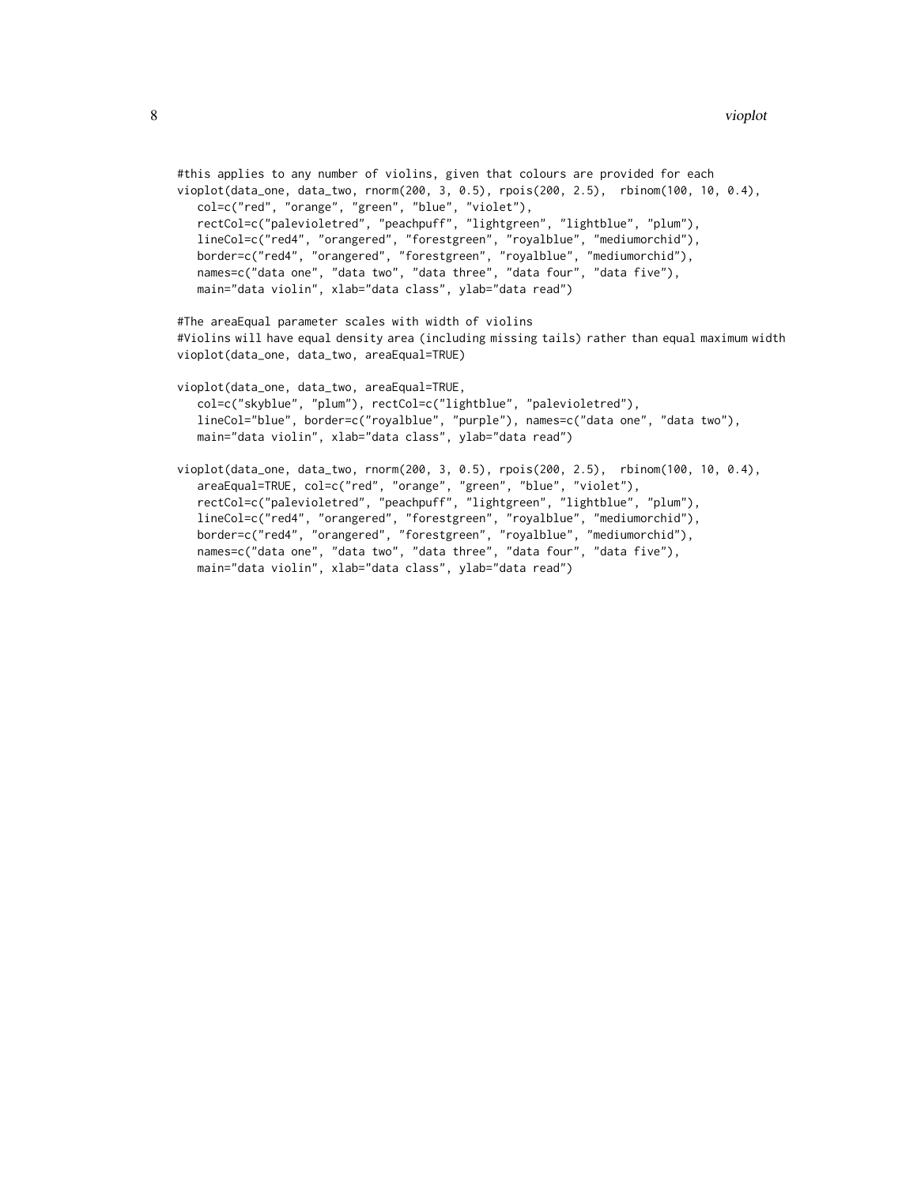```
#this applies to any number of violins, given that colours are provided for each
vioplot(data_one, data_two, rnorm(200, 3, 0.5), rpois(200, 2.5),  rbinom(100, 10, 0.4),
   col=c("red", "orange", "green", "blue", "violet"),
   rectCol=c("palevioletred", "peachpuff", "lightgreen", "lightblue", "plum"),
   lineCol=c("red4", "orangered", "forestgreen", "royalblue", "mediumorchid"),
   border=c("red4", "orangered", "forestgreen", "royalblue", "mediumorchid"),
   names=c("data one", "data two", "data three", "data four", "data five"),
   main="data violin", xlab="data class", ylab="data read")

#The areaEqual parameter scales with width of violins
#Violins will have equal density area (including missing tails) rather than equal maximum width
vioplot(data_one, data_two, areaEqual=TRUE)

vioplot(data_one, data_two, areaEqual=TRUE,
   col=c("skyblue", "plum"), rectCol=c("lightblue", "palevioletred"),
   lineCol="blue", border=c("royalblue", "purple"), names=c("data one", "data two"),
   main="data violin", xlab="data class", ylab="data read")

vioplot(data_one, data_two, rnorm(200, 3, 0.5), rpois(200, 2.5),  rbinom(100, 10, 0.4),
   areaEqual=TRUE, col=c("red", "orange", "green", "blue", "violet"),
   rectCol=c("palevioletred", "peachpuff", "lightgreen", "lightblue", "plum"),
   lineCol=c("red4", "orangered", "forestgreen", "royalblue", "mediumorchid"),
   border=c("red4", "orangered", "forestgreen", "royalblue", "mediumorchid"),
   names=c("data one", "data two", "data three", "data four", "data five"),
   main="data violin", xlab="data class", ylab="data read")
```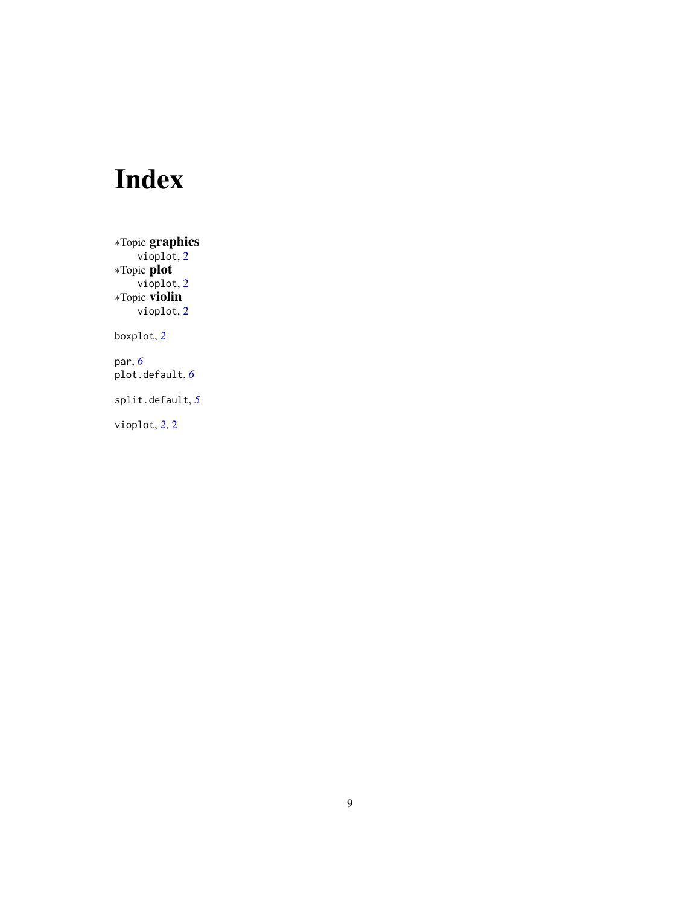# Index

*Topic **graphics**
    vioplot, 2
*Topic **plot**
    vioplot, 2
*Topic **violin**
    vioplot, 2

boxplot, *2*

par, *6*
plot.default, *6*

split.default, *5*

vioplot, *2*, 2